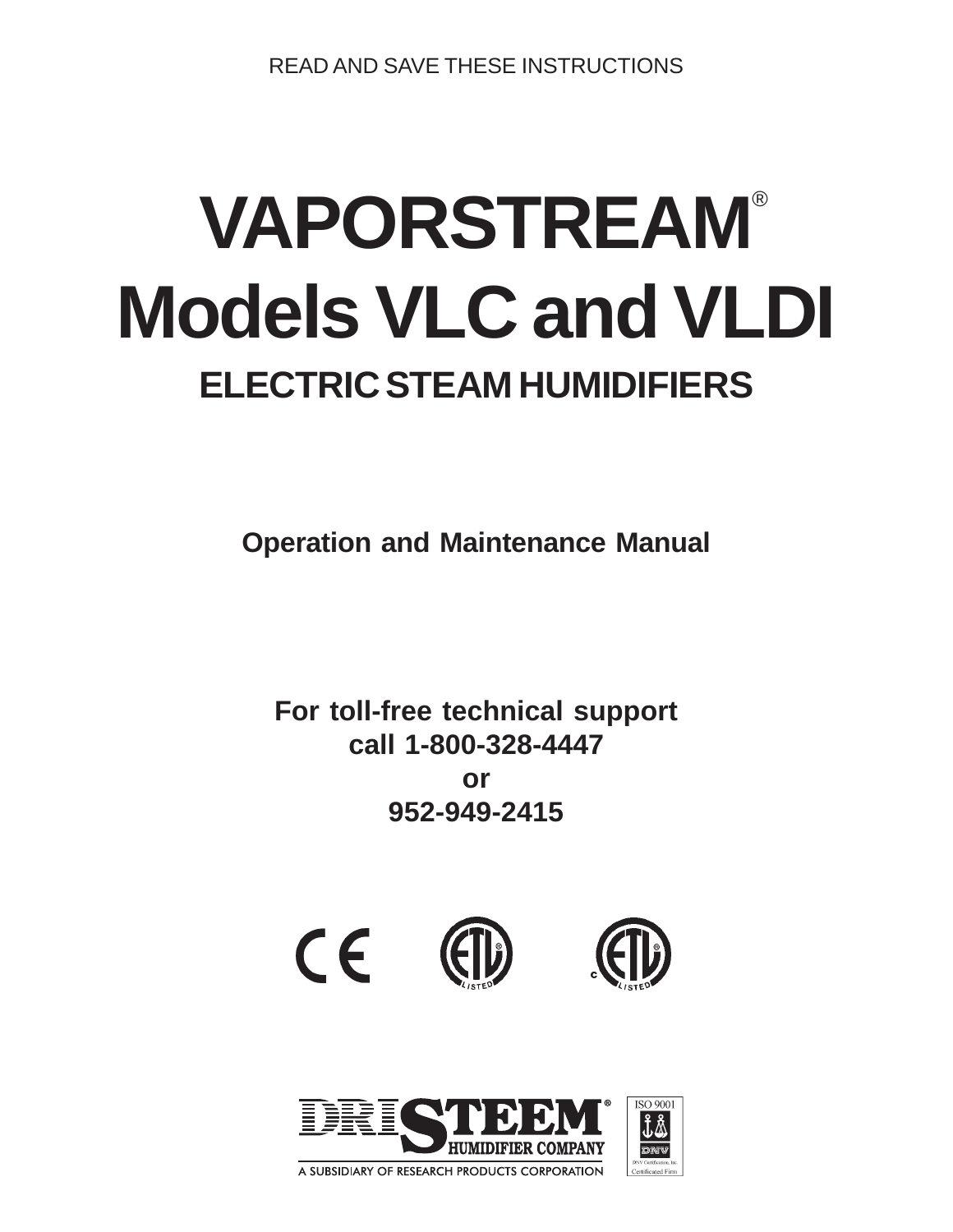READ AND SAVE THESE INSTRUCTIONS

# VAPORSTREAM®
# Models VLC and VLDI

## ELECTRIC STEAM HUMIDIFIERS

**Operation and Maintenance Manual**

**For toll-free technical support**
**call 1-800-328-4447**
**or**
**952-949-2415**

DRISTEEM® HUMIDIFIER COMPANY

A SUBSIDIARY OF RESEARCH PRODUCTS CORPORATION

ISO 9001

DNV Certification, Inc.
Certificated Firm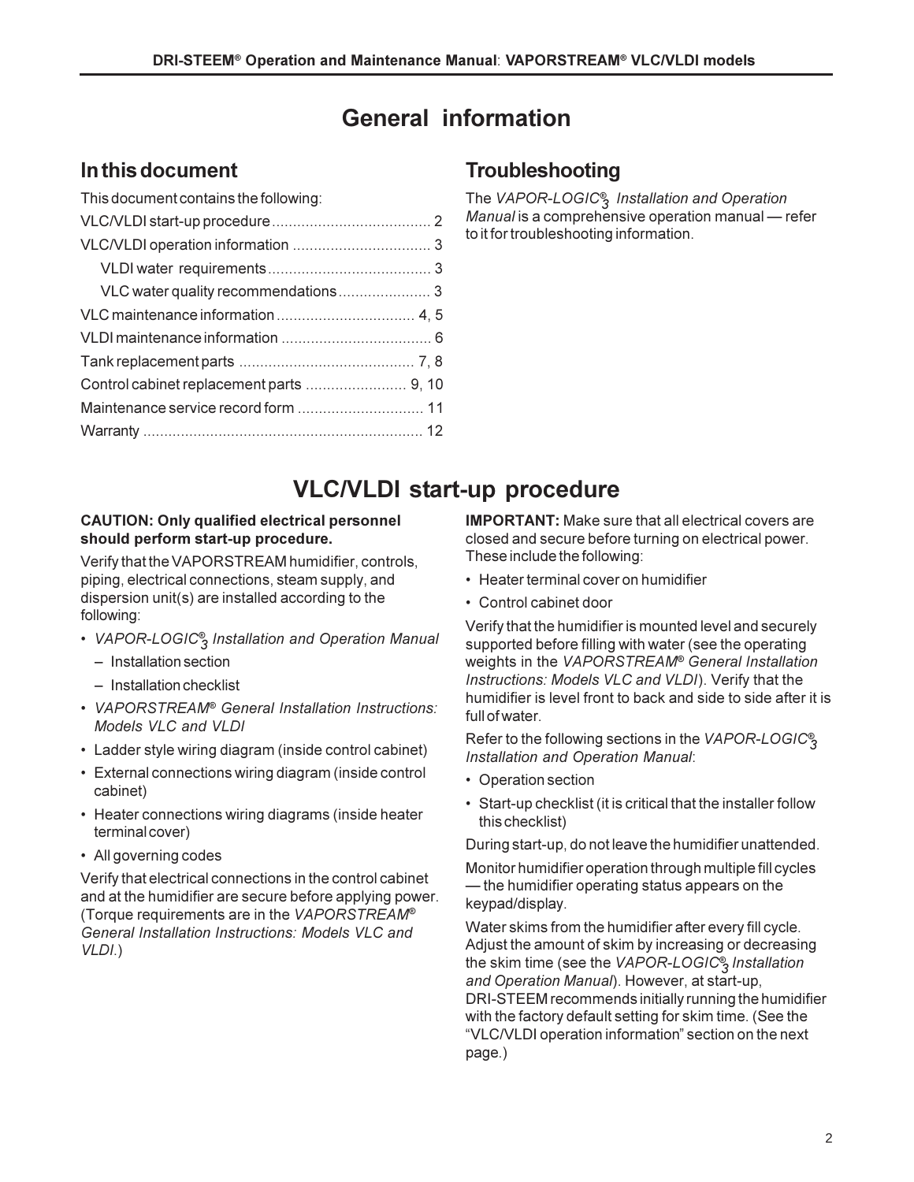# General information

## In this document

This document contains the following:

VLC/VLDI start-up procedure ..................................... 2

VLC/VLDI operation information ................................. 3

- VLDI water requirements ....................................... 3
- VLC water quality recommendations ...................... 3

VLC maintenance information ................................. 4, 5

VLDI maintenance information ................................... 6

Tank replacement parts ......................................... 7, 8

Control cabinet replacement parts ........................ 9, 10

Maintenance service record form .............................. 11

Warranty .................................................................. 12

## Troubleshooting

The *VAPOR-LOGIC®3 Installation and Operation Manual* is a comprehensive operation manual — refer to it for troubleshooting information.

# VLC/VLDI start-up procedure

**CAUTION: Only qualified electrical personnel should perform start-up procedure.**

Verify that the VAPORSTREAM humidifier, controls, piping, electrical connections, steam supply, and dispersion unit(s) are installed according to the following:

- *VAPOR-LOGIC®3 Installation and Operation Manual*
  - Installation section
  - Installation checklist
- *VAPORSTREAM® General Installation Instructions: Models VLC and VLDI*
- Ladder style wiring diagram (inside control cabinet)
- External connections wiring diagram (inside control cabinet)
- Heater connections wiring diagrams (inside heater terminal cover)
- All governing codes

Verify that electrical connections in the control cabinet and at the humidifier are secure before applying power. (Torque requirements are in the *VAPORSTREAM® General Installation Instructions: Models VLC and VLDI*.)

**IMPORTANT:** Make sure that all electrical covers are closed and secure before turning on electrical power. These include the following:

- Heater terminal cover on humidifier
- Control cabinet door

Verify that the humidifier is mounted level and securely supported before filling with water (see the operating weights in the *VAPORSTREAM® General Installation Instructions: Models VLC and VLDI*). Verify that the humidifier is level front to back and side to side after it is full of water.

Refer to the following sections in the *VAPOR-LOGIC®3 Installation and Operation Manual*:

- Operation section
- Start-up checklist (it is critical that the installer follow this checklist)

During start-up, do not leave the humidifier unattended.

Monitor humidifier operation through multiple fill cycles — the humidifier operating status appears on the keypad/display.

Water skims from the humidifier after every fill cycle. Adjust the amount of skim by increasing or decreasing the skim time (see the *VAPOR-LOGIC®3 Installation and Operation Manual*). However, at start-up, DRI-STEEM recommends initially running the humidifier with the factory default setting for skim time. (See the "VLC/VLDI operation information" section on the next page.)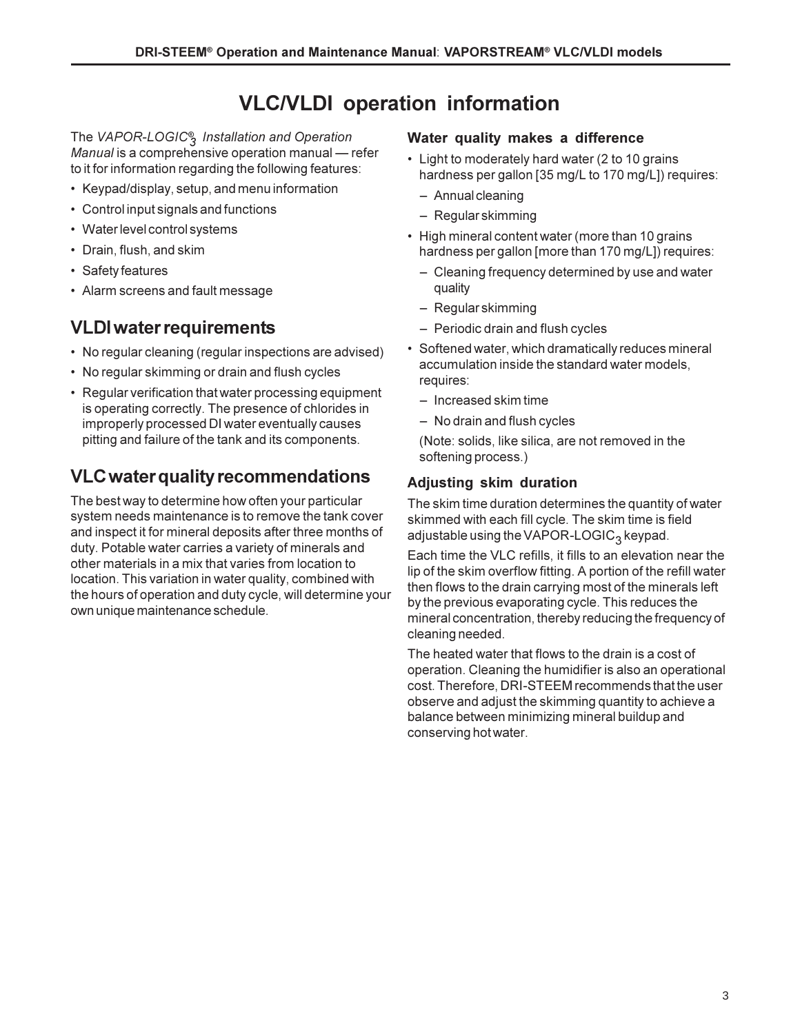# VLC/VLDI operation information

The *VAPOR-LOGIC$_3^®$ Installation and Operation Manual* is a comprehensive operation manual — refer to it for information regarding the following features:

- Keypad/display, setup, and menu information
- Control input signals and functions
- Water level control systems
- Drain, flush, and skim
- Safety features
- Alarm screens and fault message

## VLDI water requirements

- No regular cleaning (regular inspections are advised)
- No regular skimming or drain and flush cycles
- Regular verification that water processing equipment is operating correctly. The presence of chlorides in improperly processed DI water eventually causes pitting and failure of the tank and its components.

## VLC water quality recommendations

The best way to determine how often your particular system needs maintenance is to remove the tank cover and inspect it for mineral deposits after three months of duty. Potable water carries a variety of minerals and other materials in a mix that varies from location to location. This variation in water quality, combined with the hours of operation and duty cycle, will determine your own unique maintenance schedule.

### Water quality makes a difference

- Light to moderately hard water (2 to 10 grains hardness per gallon [35 mg/L to 170 mg/L]) requires:
  - Annual cleaning
  - Regular skimming
- High mineral content water (more than 10 grains hardness per gallon [more than 170 mg/L]) requires:
  - Cleaning frequency determined by use and water quality
  - Regular skimming
  - Periodic drain and flush cycles
- Softened water, which dramatically reduces mineral accumulation inside the standard water models, requires:
  - Increased skim time
  - No drain and flush cycles

  (Note: solids, like silica, are not removed in the softening process.)

### Adjusting skim duration

The skim time duration determines the quantity of water skimmed with each fill cycle. The skim time is field adjustable using the VAPOR-LOGIC$_3$ keypad.

Each time the VLC refills, it fills to an elevation near the lip of the skim overflow fitting. A portion of the refill water then flows to the drain carrying most of the minerals left by the previous evaporating cycle. This reduces the mineral concentration, thereby reducing the frequency of cleaning needed.

The heated water that flows to the drain is a cost of operation. Cleaning the humidifier is also an operational cost. Therefore, DRI-STEEM recommends that the user observe and adjust the skimming quantity to achieve a balance between minimizing mineral buildup and conserving hot water.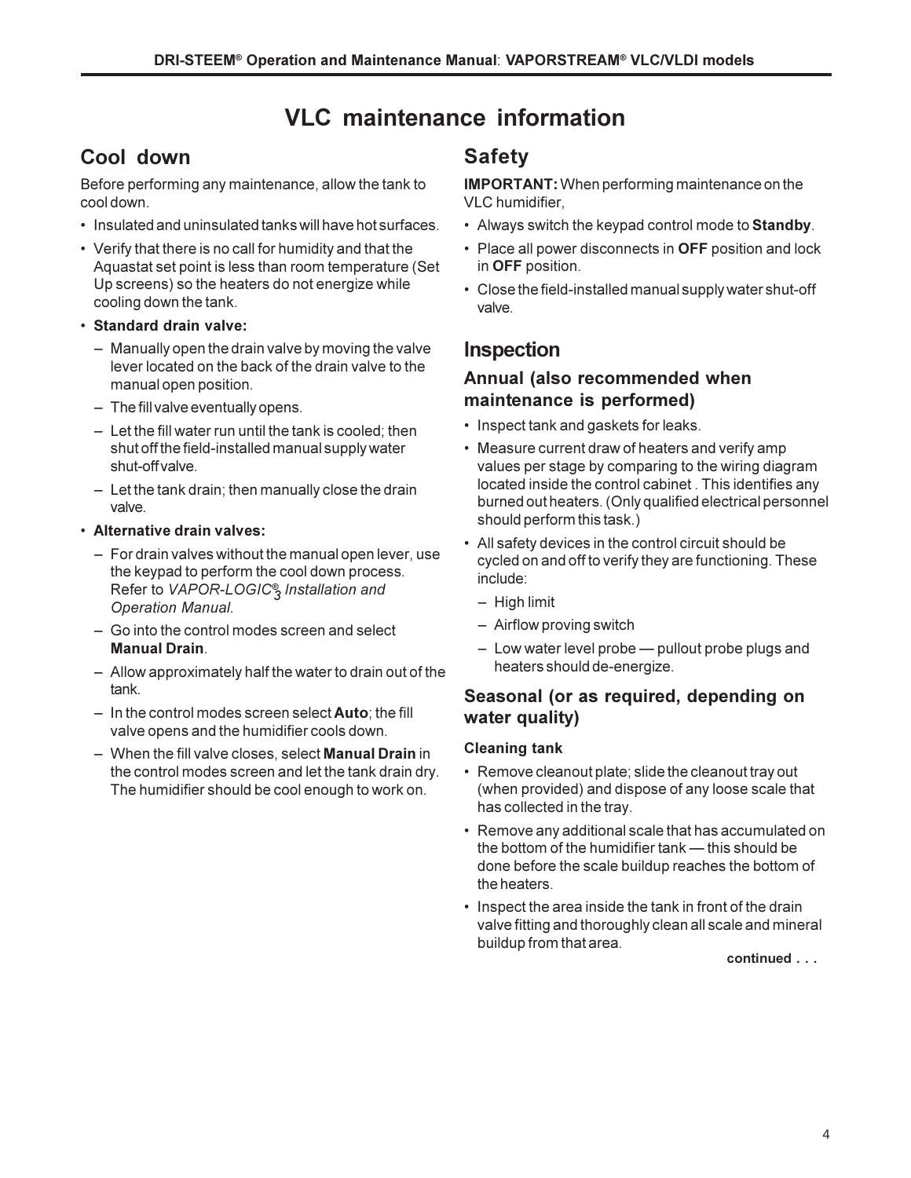# VLC maintenance information

## Cool down

Before performing any maintenance, allow the tank to cool down.

- Insulated and uninsulated tanks will have hot surfaces.
- Verify that there is no call for humidity and that the Aquastat set point is less than room temperature (Set Up screens) so the heaters do not energize while cooling down the tank.
- **Standard drain valve:**
  - Manually open the drain valve by moving the valve lever located on the back of the drain valve to the manual open position.
  - The fill valve eventually opens.
  - Let the fill water run until the tank is cooled; then shut off the field-installed manual supply water shut-off valve.
  - Let the tank drain; then manually close the drain valve.
- **Alternative drain valves:**
  - For drain valves without the manual open lever, use the keypad to perform the cool down process. Refer to *VAPOR-LOGIC®3 Installation and Operation Manual*.
  - Go into the control modes screen and select **Manual Drain**.
  - Allow approximately half the water to drain out of the tank.
  - In the control modes screen select **Auto**; the fill valve opens and the humidifier cools down.
  - When the fill valve closes, select **Manual Drain** in the control modes screen and let the tank drain dry. The humidifier should be cool enough to work on.

## Safety

**IMPORTANT:** When performing maintenance on the VLC humidifier,

- Always switch the keypad control mode to **Standby**.
- Place all power disconnects in **OFF** position and lock in **OFF** position.
- Close the field-installed manual supply water shut-off valve.

## Inspection

### Annual (also recommended when maintenance is performed)

- Inspect tank and gaskets for leaks.
- Measure current draw of heaters and verify amp values per stage by comparing to the wiring diagram located inside the control cabinet . This identifies any burned out heaters. (Only qualified electrical personnel should perform this task.)
- All safety devices in the control circuit should be cycled on and off to verify they are functioning. These include:
  - High limit
  - Airflow proving switch
  - Low water level probe — pullout probe plugs and heaters should de-energize.

### Seasonal (or as required, depending on water quality)

#### Cleaning tank

- Remove cleanout plate; slide the cleanout tray out (when provided) and dispose of any loose scale that has collected in the tray.
- Remove any additional scale that has accumulated on the bottom of the humidifier tank — this should be done before the scale buildup reaches the bottom of the heaters.
- Inspect the area inside the tank in front of the drain valve fitting and thoroughly clean all scale and mineral buildup from that area.

continued . . .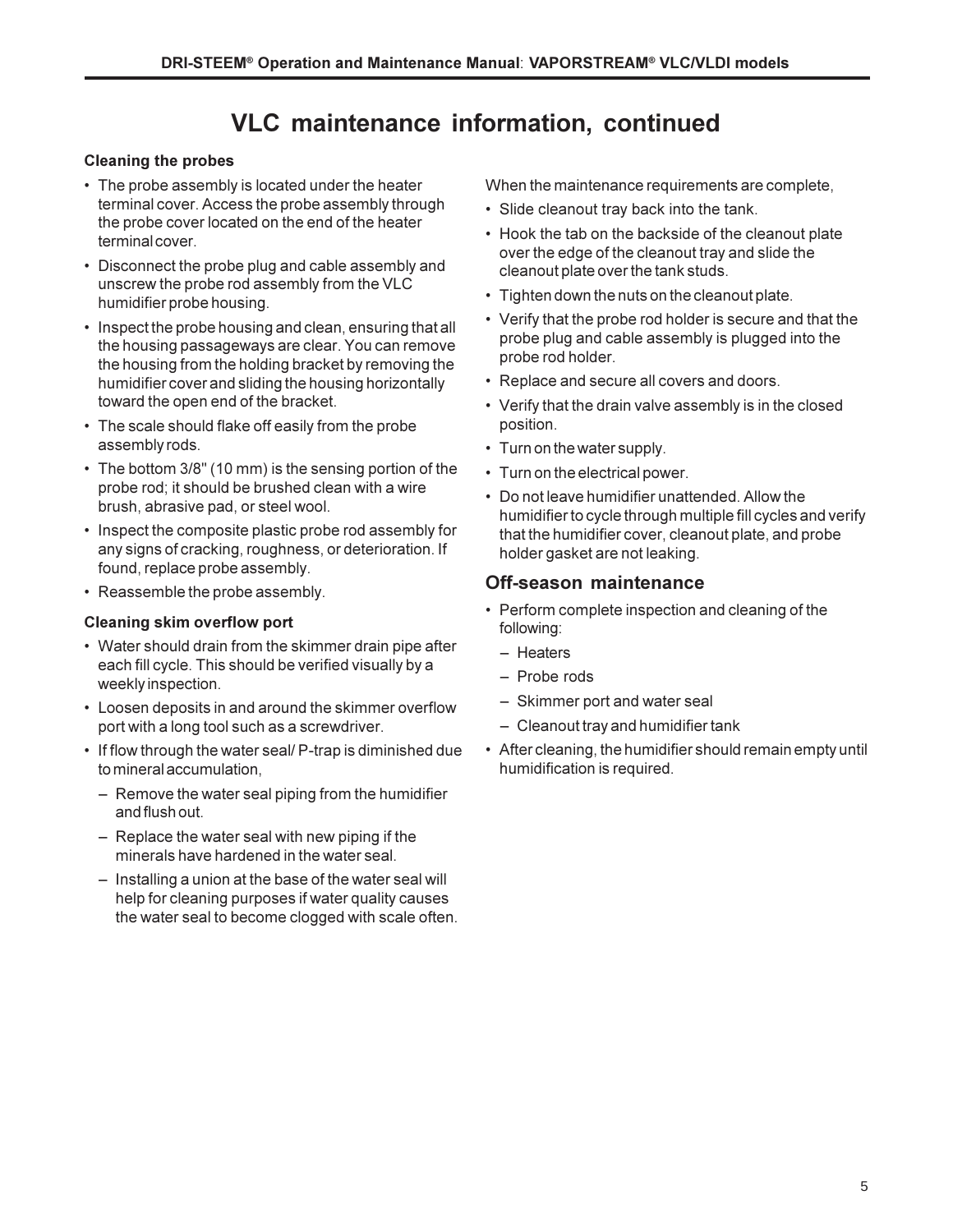# VLC maintenance information, continued

### Cleaning the probes

- The probe assembly is located under the heater terminal cover. Access the probe assembly through the probe cover located on the end of the heater terminal cover.
- Disconnect the probe plug and cable assembly and unscrew the probe rod assembly from the VLC humidifier probe housing.
- Inspect the probe housing and clean, ensuring that all the housing passageways are clear. You can remove the housing from the holding bracket by removing the humidifier cover and sliding the housing horizontally toward the open end of the bracket.
- The scale should flake off easily from the probe assembly rods.
- The bottom 3/8" (10 mm) is the sensing portion of the probe rod; it should be brushed clean with a wire brush, abrasive pad, or steel wool.
- Inspect the composite plastic probe rod assembly for any signs of cracking, roughness, or deterioration. If found, replace probe assembly.
- Reassemble the probe assembly.

### Cleaning skim overflow port

- Water should drain from the skimmer drain pipe after each fill cycle. This should be verified visually by a weekly inspection.
- Loosen deposits in and around the skimmer overflow port with a long tool such as a screwdriver.
- If flow through the water seal/ P-trap is diminished due to mineral accumulation,
  - Remove the water seal piping from the humidifier and flush out.
  - Replace the water seal with new piping if the minerals have hardened in the water seal.
  - Installing a union at the base of the water seal will help for cleaning purposes if water quality causes the water seal to become clogged with scale often.

When the maintenance requirements are complete,

- Slide cleanout tray back into the tank.
- Hook the tab on the backside of the cleanout plate over the edge of the cleanout tray and slide the cleanout plate over the tank studs.
- Tighten down the nuts on the cleanout plate.
- Verify that the probe rod holder is secure and that the probe plug and cable assembly is plugged into the probe rod holder.
- Replace and secure all covers and doors.
- Verify that the drain valve assembly is in the closed position.
- Turn on the water supply.
- Turn on the electrical power.
- Do not leave humidifier unattended. Allow the humidifier to cycle through multiple fill cycles and verify that the humidifier cover, cleanout plate, and probe holder gasket are not leaking.

## Off-season maintenance

- Perform complete inspection and cleaning of the following:
  - Heaters
  - Probe rods
  - Skimmer port and water seal
  - Cleanout tray and humidifier tank
- After cleaning, the humidifier should remain empty until humidification is required.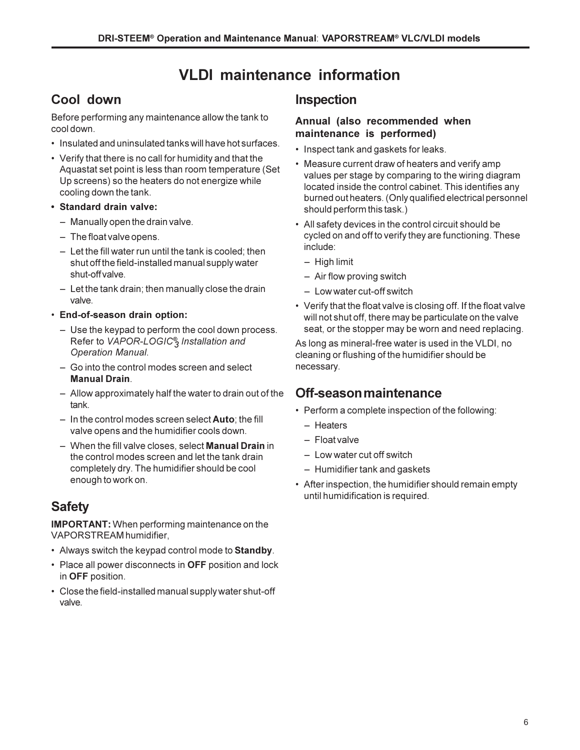# VLDI maintenance information

## Cool down

Before performing any maintenance allow the tank to cool down.

- Insulated and uninsulated tanks will have hot surfaces.
- Verify that there is no call for humidity and that the Aquastat set point is less than room temperature (Set Up screens) so the heaters do not energize while cooling down the tank.
- **Standard drain valve:**
  - Manually open the drain valve.
  - The float valve opens.
  - Let the fill water run until the tank is cooled; then shut off the field-installed manual supply water shut-off valve.
  - Let the tank drain; then manually close the drain valve.
- **End-of-season drain option:**
  - Use the keypad to perform the cool down process. Refer to *VAPOR-LOGIC®3 Installation and Operation Manual*.
  - Go into the control modes screen and select **Manual Drain**.
  - Allow approximately half the water to drain out of the tank.
  - In the control modes screen select **Auto**; the fill valve opens and the humidifier cools down.
  - When the fill valve closes, select **Manual Drain** in the control modes screen and let the tank drain completely dry. The humidifier should be cool enough to work on.

## Safety

**IMPORTANT:** When performing maintenance on the VAPORSTREAM humidifier,

- Always switch the keypad control mode to **Standby**.
- Place all power disconnects in **OFF** position and lock in **OFF** position.
- Close the field-installed manual supply water shut-off valve.

## Inspection

### Annual (also recommended when maintenance is performed)

- Inspect tank and gaskets for leaks.
- Measure current draw of heaters and verify amp values per stage by comparing to the wiring diagram located inside the control cabinet. This identifies any burned out heaters. (Only qualified electrical personnel should perform this task.)
- All safety devices in the control circuit should be cycled on and off to verify they are functioning. These include:
  - High limit
  - Air flow proving switch
  - Low water cut-off switch
- Verify that the float valve is closing off. If the float valve will not shut off, there may be particulate on the valve seat, or the stopper may be worn and need replacing.

As long as mineral-free water is used in the VLDI, no cleaning or flushing of the humidifier should be necessary.

## Off-season maintenance

- Perform a complete inspection of the following:
  - Heaters
  - Float valve
  - Low water cut off switch
  - Humidifier tank and gaskets
- After inspection, the humidifier should remain empty until humidification is required.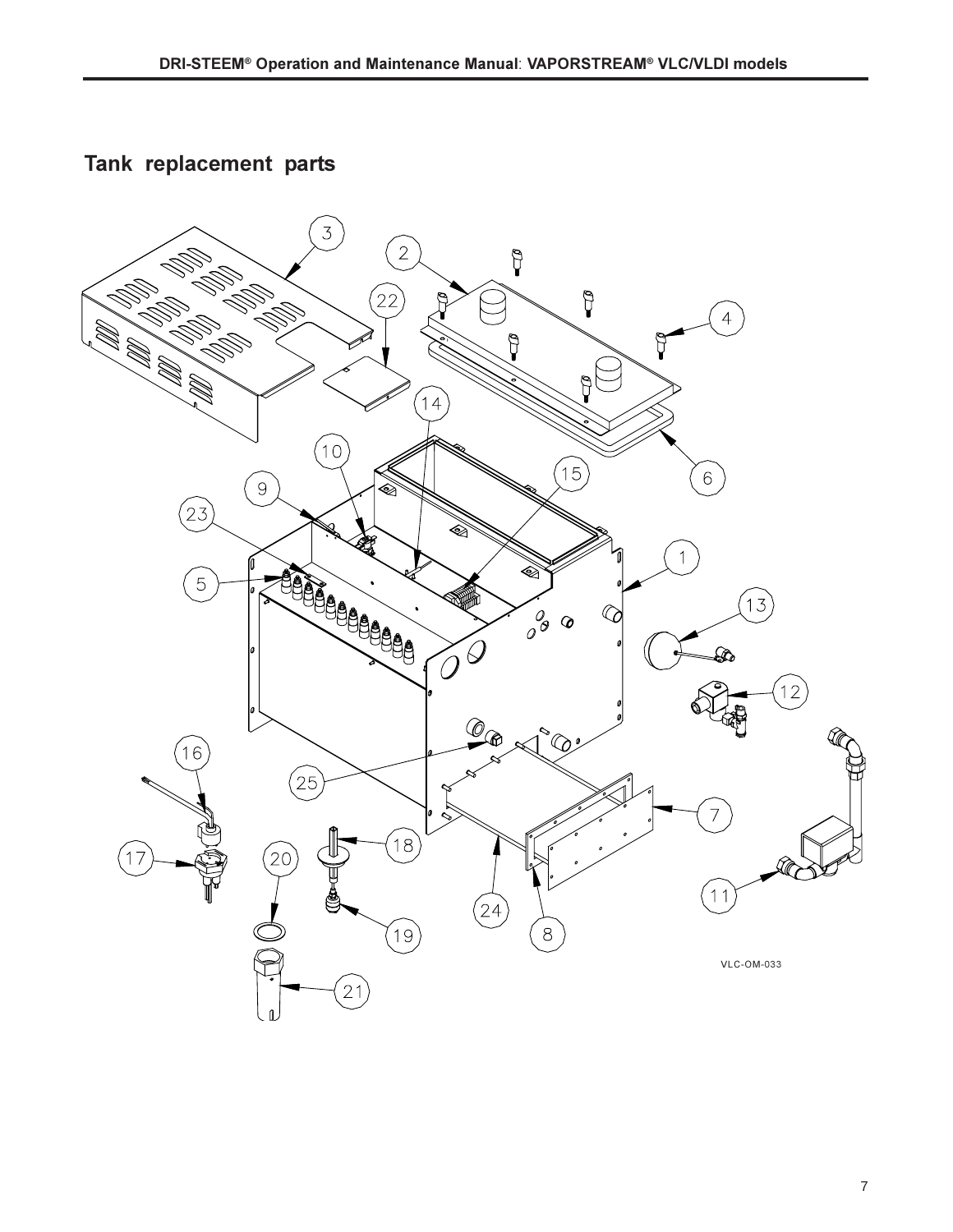## Tank replacement parts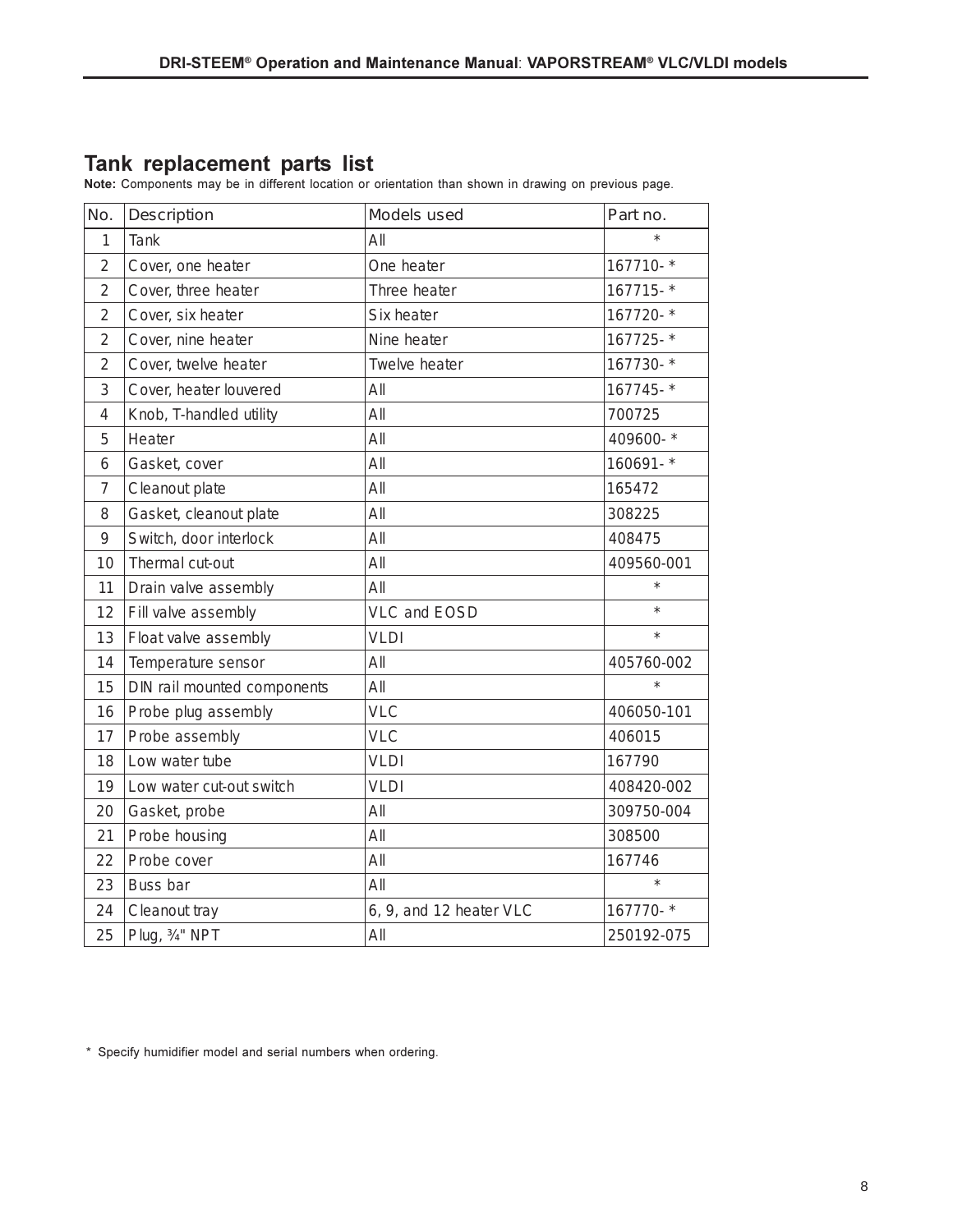## Tank replacement parts list

**Note:** Components may be in different location or orientation than shown in drawing on previous page.

| No. | Description | Models used | Part no. |
|---|---|---|---|
| 1 | Tank | All | * |
| 2 | Cover, one heater | One heater | 167710- * |
| 2 | Cover, three heater | Three heater | 167715- * |
| 2 | Cover, six heater | Six heater | 167720- * |
| 2 | Cover, nine heater | Nine heater | 167725- * |
| 2 | Cover, twelve heater | Twelve heater | 167730- * |
| 3 | Cover, heater louvered | All | 167745- * |
| 4 | Knob, T-handled utility | All | 700725 |
| 5 | Heater | All | 409600- * |
| 6 | Gasket, cover | All | 160691- * |
| 7 | Cleanout plate | All | 165472 |
| 8 | Gasket, cleanout plate | All | 308225 |
| 9 | Switch, door interlock | All | 408475 |
| 10 | Thermal cut-out | All | 409560-001 |
| 11 | Drain valve assembly | All | * |
| 12 | Fill valve assembly | VLC and EOSD | * |
| 13 | Float valve assembly | VLDI | * |
| 14 | Temperature sensor | All | 405760-002 |
| 15 | DIN rail mounted components | All | * |
| 16 | Probe plug assembly | VLC | 406050-101 |
| 17 | Probe assembly | VLC | 406015 |
| 18 | Low water tube | VLDI | 167790 |
| 19 | Low water cut-out switch | VLDI | 408420-002 |
| 20 | Gasket, probe | All | 309750-004 |
| 21 | Probe housing | All | 308500 |
| 22 | Probe cover | All | 167746 |
| 23 | Buss bar | All | * |
| 24 | Cleanout tray | 6, 9, and 12 heater VLC | 167770- * |
| 25 | Plug, ¾" NPT | All | 250192-075 |

\* Specify humidifier model and serial numbers when ordering.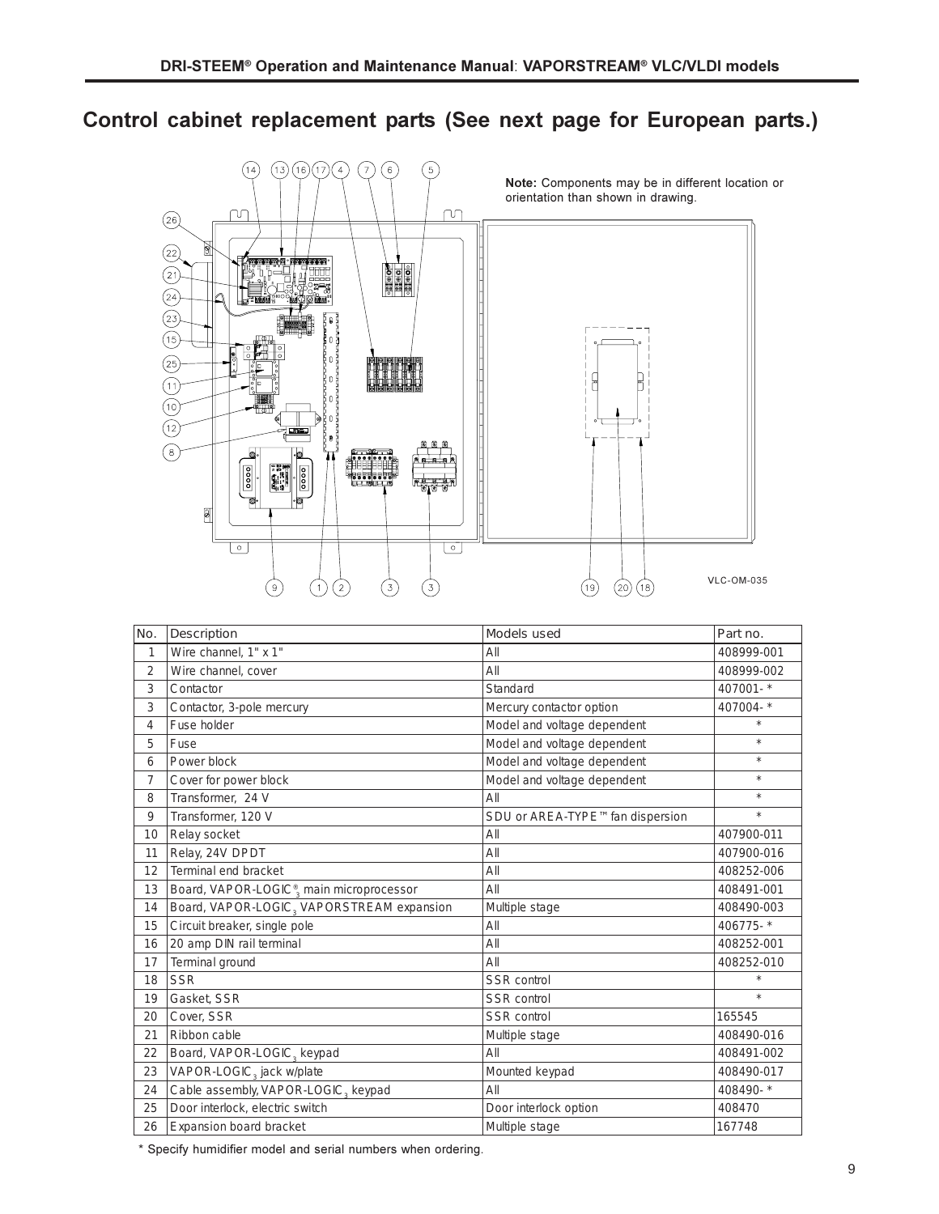# Control cabinet replacement parts (See next page for European parts.)

**Note:** Components may be in different location or orientation than shown in drawing.

VLC-OM-035

| No. | Description | Models used | Part no. |
|---|---|---|---|
| 1 | Wire channel, 1" x 1" | All | 408999-001 |
| 2 | Wire channel, cover | All | 408999-002 |
| 3 | Contactor | Standard | 407001- * |
| 3 | Contactor, 3-pole mercury | Mercury contactor option | 407004- * |
| 4 | Fuse holder | Model and voltage dependent | * |
| 5 | Fuse | Model and voltage dependent | * |
| 6 | Power block | Model and voltage dependent | * |
| 7 | Cover for power block | Model and voltage dependent | * |
| 8 | Transformer, 24 V | All | * |
| 9 | Transformer, 120 V | SDU or AREA-TYPE™ fan dispersion | * |
| 10 | Relay socket | All | 407900-011 |
| 11 | Relay, 24V DPDT | All | 407900-016 |
| 12 | Terminal end bracket | All | 408252-006 |
| 13 | Board, VAPOR-LOGIC®$_3$ main microprocessor | All | 408491-001 |
| 14 | Board, VAPOR-LOGIC$_3$ VAPORSTREAM expansion | Multiple stage | 408490-003 |
| 15 | Circuit breaker, single pole | All | 406775- * |
| 16 | 20 amp DIN rail terminal | All | 408252-001 |
| 17 | Terminal ground | All | 408252-010 |
| 18 | SSR | SSR control | * |
| 19 | Gasket, SSR | SSR control | * |
| 20 | Cover, SSR | SSR control | 165545 |
| 21 | Ribbon cable | Multiple stage | 408490-016 |
| 22 | Board, VAPOR-LOGIC$_3$ keypad | All | 408491-002 |
| 23 | VAPOR-LOGIC$_3$ jack w/plate | Mounted keypad | 408490-017 |
| 24 | Cable assembly, VAPOR-LOGIC$_3$ keypad | All | 408490- * |
| 25 | Door interlock, electric switch | Door interlock option | 408470 |
| 26 | Expansion board bracket | Multiple stage | 167748 |

* Specify humidifier model and serial numbers when ordering.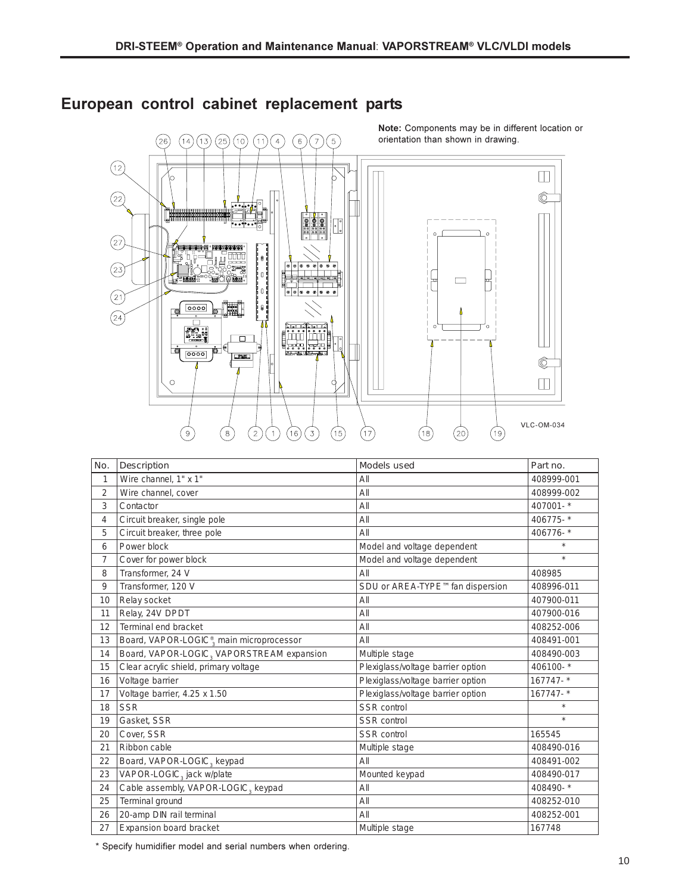## European control cabinet replacement parts

**Note:** Components may be in different location or orientation than shown in drawing.

VLC-OM-034

| No. | Description | Models used | Part no. |
|---|---|---|---|
| 1 | Wire channel, 1" x 1" | All | 408999-001 |
| 2 | Wire channel, cover | All | 408999-002 |
| 3 | Contactor | All | 407001- * |
| 4 | Circuit breaker, single pole | All | 406775- * |
| 5 | Circuit breaker, three pole | All | 406776- * |
| 6 | Power block | Model and voltage dependent | * |
| 7 | Cover for power block | Model and voltage dependent | * |
| 8 | Transformer, 24 V | All | 408985 |
| 9 | Transformer, 120 V | SDU or AREA-TYPE ™ fan dispersion | 408996-011 |
| 10 | Relay socket | All | 407900-011 |
| 11 | Relay, 24V DPDT | All | 407900-016 |
| 12 | Terminal end bracket | All | 408252-006 |
| 13 | Board, VAPOR-LOGIC® $_3$ main microprocessor | All | 408491-001 |
| 14 | Board, VAPOR-LOGIC $_3$ VAPORSTREAM expansion | Multiple stage | 408490-003 |
| 15 | Clear acrylic shield, primary voltage | Plexiglass/voltage barrier option | 406100- * |
| 16 | Voltage barrier | Plexiglass/voltage barrier option | 167747- * |
| 17 | Voltage barrier, 4.25 x 1.50 | Plexiglass/voltage barrier option | 167747- * |
| 18 | SSR | SSR control | * |
| 19 | Gasket, SSR | SSR control | * |
| 20 | Cover, SSR | SSR control | 165545 |
| 21 | Ribbon cable | Multiple stage | 408490-016 |
| 22 | Board, VAPOR-LOGIC $_3$ keypad | All | 408491-002 |
| 23 | VAPOR-LOGIC $_3$ jack w/plate | Mounted keypad | 408490-017 |
| 24 | Cable assembly, VAPOR-LOGIC $_3$ keypad | All | 408490- * |
| 25 | Terminal ground | All | 408252-010 |
| 26 | 20-amp DIN rail terminal | All | 408252-001 |
| 27 | Expansion board bracket | Multiple stage | 167748 |

* Specify humidifier model and serial numbers when ordering.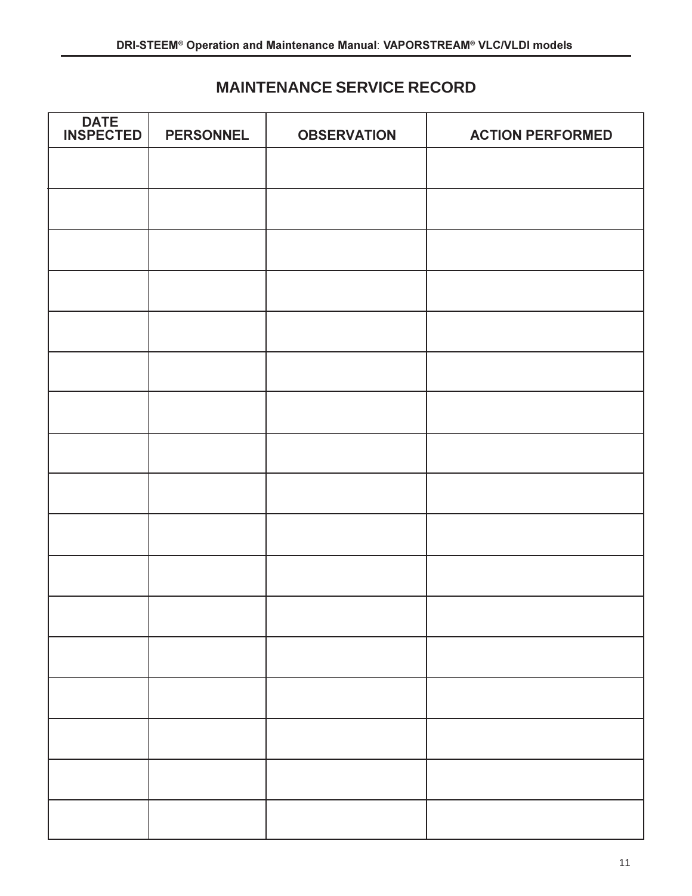## MAINTENANCE SERVICE RECORD

| DATE INSPECTED | PERSONNEL | OBSERVATION | ACTION PERFORMED |
|---|---|---|---|
| | | | |
| | | | |
| | | | |
| | | | |
| | | | |
| | | | |
| | | | |
| | | | |
| | | | |
| | | | |
| | | | |
| | | | |
| | | | |
| | | | |
| | | | |
| | | | |
| | | | |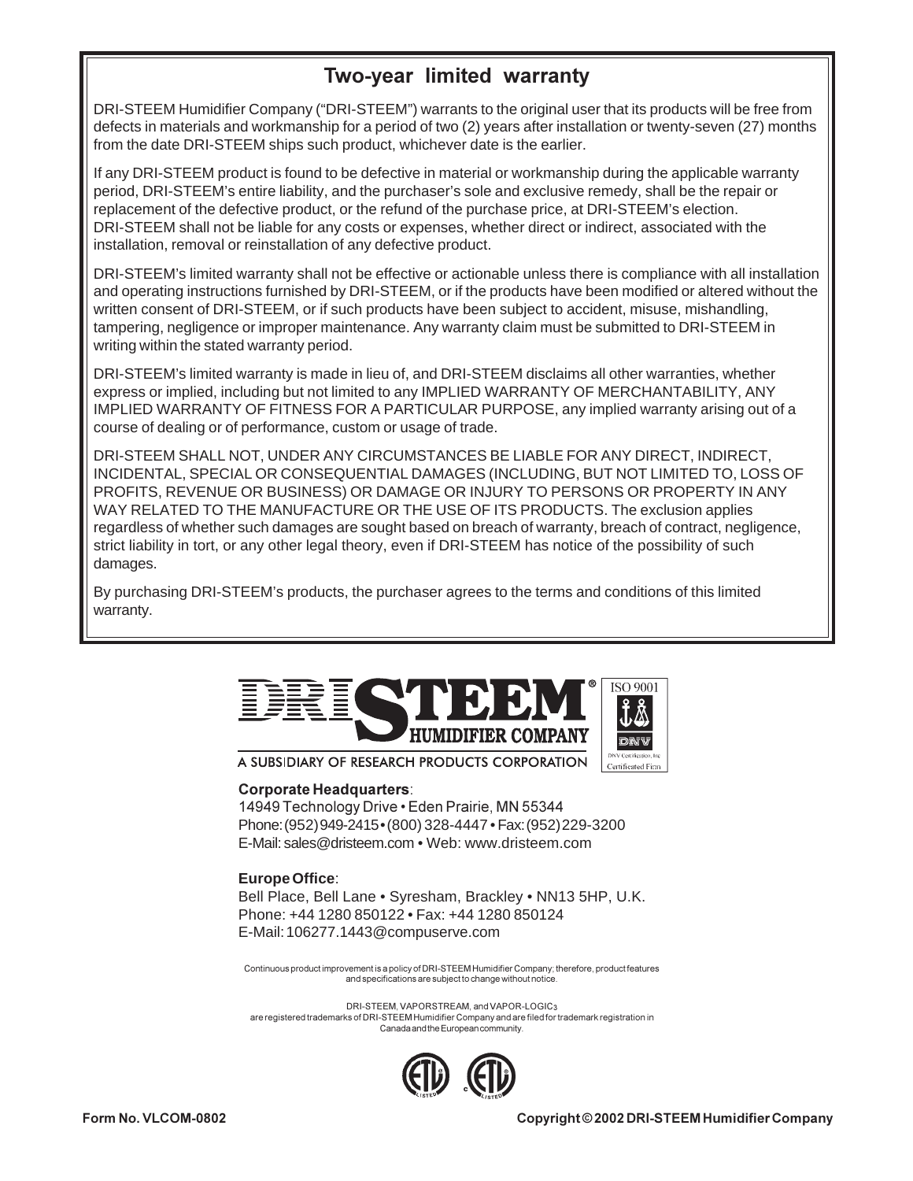## Two-year limited warranty

DRI-STEEM Humidifier Company ("DRI-STEEM") warrants to the original user that its products will be free from defects in materials and workmanship for a period of two (2) years after installation or twenty-seven (27) months from the date DRI-STEEM ships such product, whichever date is the earlier.

If any DRI-STEEM product is found to be defective in material or workmanship during the applicable warranty period, DRI-STEEM's entire liability, and the purchaser's sole and exclusive remedy, shall be the repair or replacement of the defective product, or the refund of the purchase price, at DRI-STEEM's election. DRI-STEEM shall not be liable for any costs or expenses, whether direct or indirect, associated with the installation, removal or reinstallation of any defective product.

DRI-STEEM's limited warranty shall not be effective or actionable unless there is compliance with all installation and operating instructions furnished by DRI-STEEM, or if the products have been modified or altered without the written consent of DRI-STEEM, or if such products have been subject to accident, misuse, mishandling, tampering, negligence or improper maintenance. Any warranty claim must be submitted to DRI-STEEM in writing within the stated warranty period.

DRI-STEEM's limited warranty is made in lieu of, and DRI-STEEM disclaims all other warranties, whether express or implied, including but not limited to any IMPLIED WARRANTY OF MERCHANTABILITY, ANY IMPLIED WARRANTY OF FITNESS FOR A PARTICULAR PURPOSE, any implied warranty arising out of a course of dealing or of performance, custom or usage of trade.

DRI-STEEM SHALL NOT, UNDER ANY CIRCUMSTANCES BE LIABLE FOR ANY DIRECT, INDIRECT, INCIDENTAL, SPECIAL OR CONSEQUENTIAL DAMAGES (INCLUDING, BUT NOT LIMITED TO, LOSS OF PROFITS, REVENUE OR BUSINESS) OR DAMAGE OR INJURY TO PERSONS OR PROPERTY IN ANY WAY RELATED TO THE MANUFACTURE OR THE USE OF ITS PRODUCTS. The exclusion applies regardless of whether such damages are sought based on breach of warranty, breach of contract, negligence, strict liability in tort, or any other legal theory, even if DRI-STEEM has notice of the possibility of such damages.

By purchasing DRI-STEEM's products, the purchaser agrees to the terms and conditions of this limited warranty.

DRI STEEM® HUMIDIFIER COMPANY

A SUBSIDIARY OF RESEARCH PRODUCTS CORPORATION

ISO 9001 DNV DNV Certification, Inc Certificated Firm

**Corporate Headquarters**:
14949 Technology Drive • Eden Prairie, MN 55344
Phone: (952) 949-2415 • (800) 328-4447 • Fax: (952) 229-3200
E-Mail: sales@dristeem.com • Web: www.dristeem.com

**Europe Office**:
Bell Place, Bell Lane • Syresham, Brackley • NN13 5HP, U.K.
Phone: +44 1280 850122 • Fax: +44 1280 850124
E-Mail: 106277.1443@compuserve.com

Continuous product improvement is a policy of DRI-STEEM Humidifier Company; therefore, product features and specifications are subject to change without notice.

DRI-STEEM, VAPORSTREAM, and VAPOR-LOGIC3 are registered trademarks of DRI-STEEM Humidifier Company and are filed for trademark registration in Canada and the European community.

**Form No. VLCOM-0802**

**Copyright © 2002 DRI-STEEM Humidifier Company**